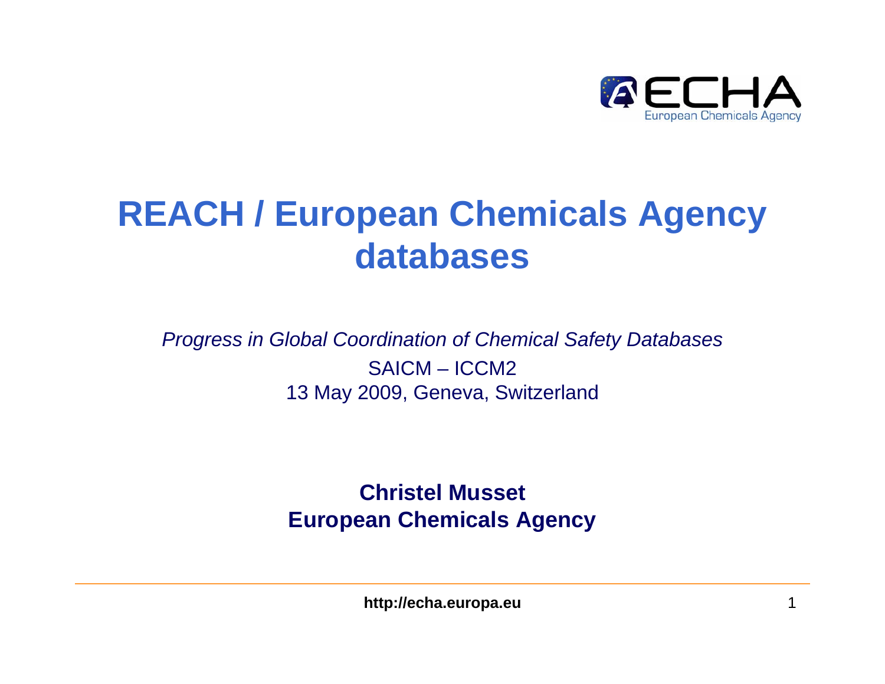# REACH / European Chemicals Agency databases

*Progress in Global Coordination of Chemical Safety Databases*

SAICM – ICCM2

13 May 2009, Geneva, Switzerland

**Christel Musset**
**European Chemicals Agency**

**http://echa.europa.eu**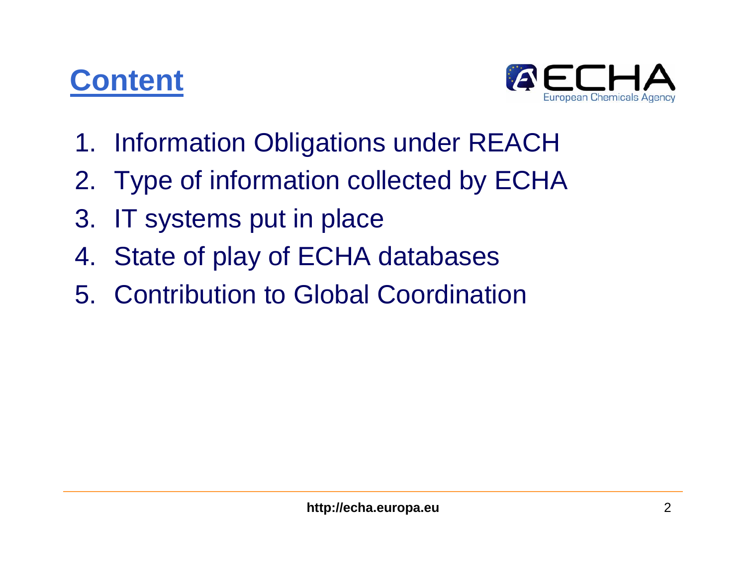# Content

1. Information Obligations under REACH
2. Type of information collected by ECHA
3. IT systems put in place
4. State of play of ECHA databases
5. Contribution to Global Coordination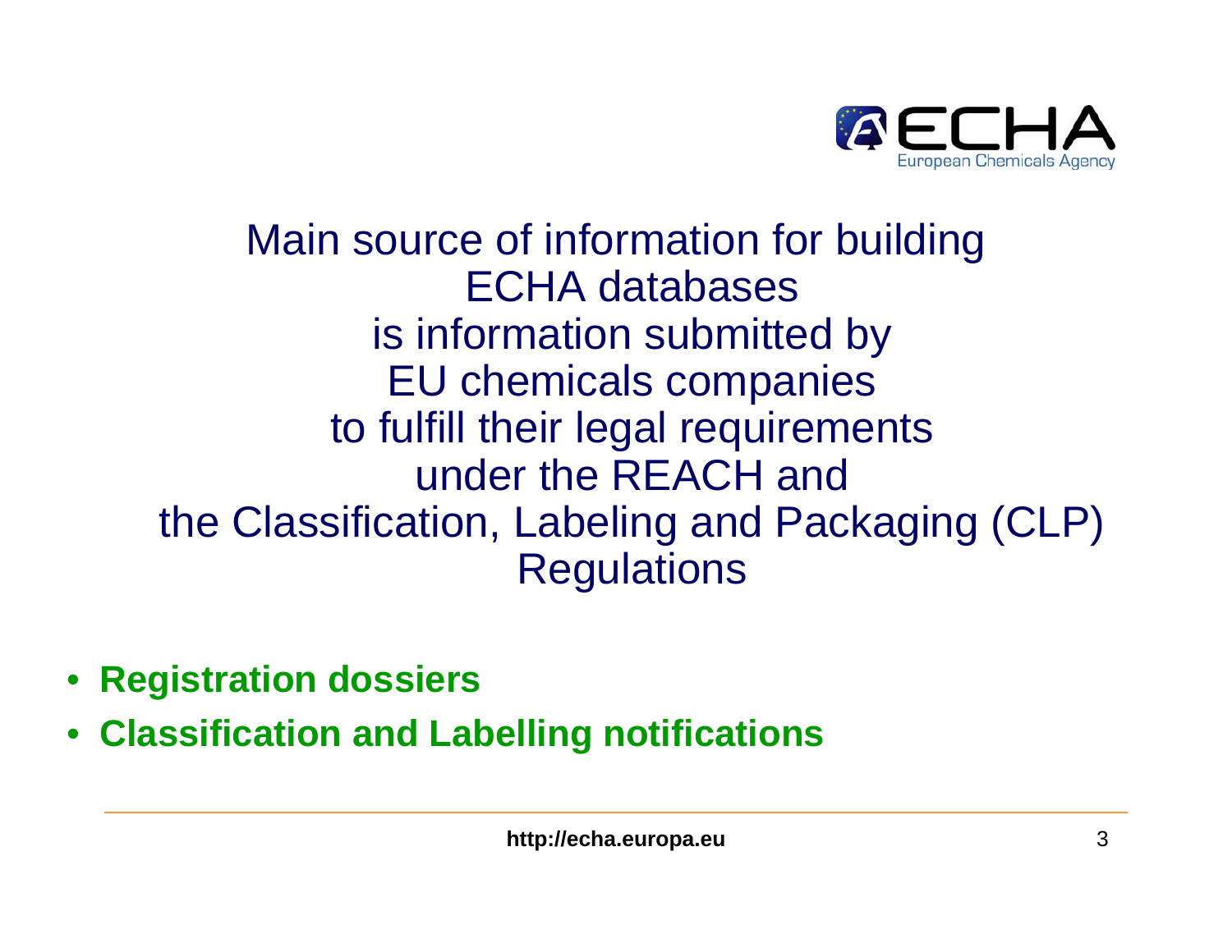Main source of information for building ECHA databases is information submitted by EU chemicals companies to fulfill their legal requirements under the REACH and the Classification, Labeling and Packaging (CLP) Regulations

- **Registration dossiers**
- **Classification and Labelling notifications**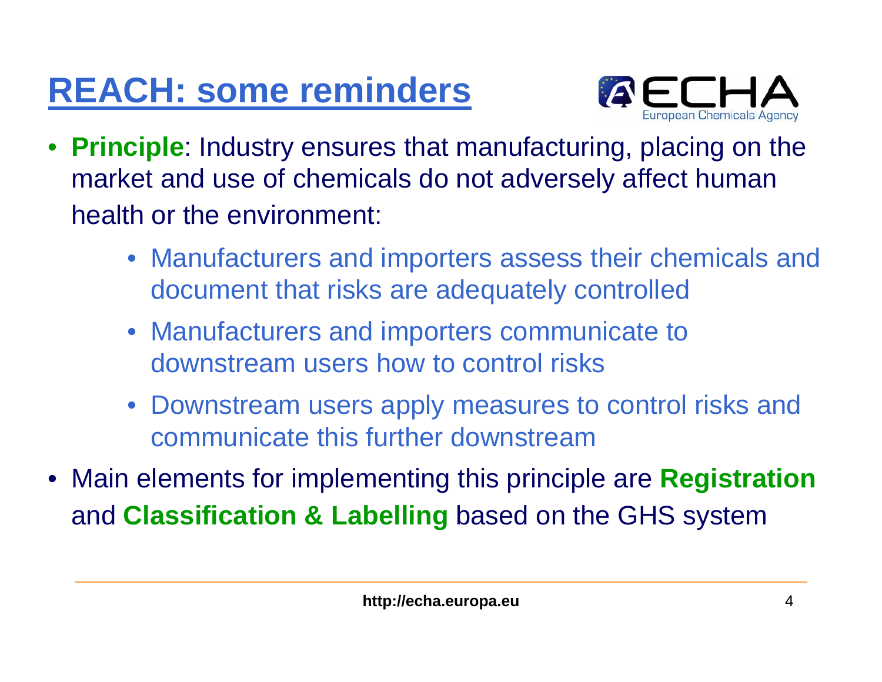# REACH: some reminders

- **Principle**: Industry ensures that manufacturing, placing on the market and use of chemicals do not adversely affect human health or the environment:
  - Manufacturers and importers assess their chemicals and document that risks are adequately controlled
  - Manufacturers and importers communicate to downstream users how to control risks
  - Downstream users apply measures to control risks and communicate this further downstream
- Main elements for implementing this principle are **Registration** and **Classification & Labelling** based on the GHS system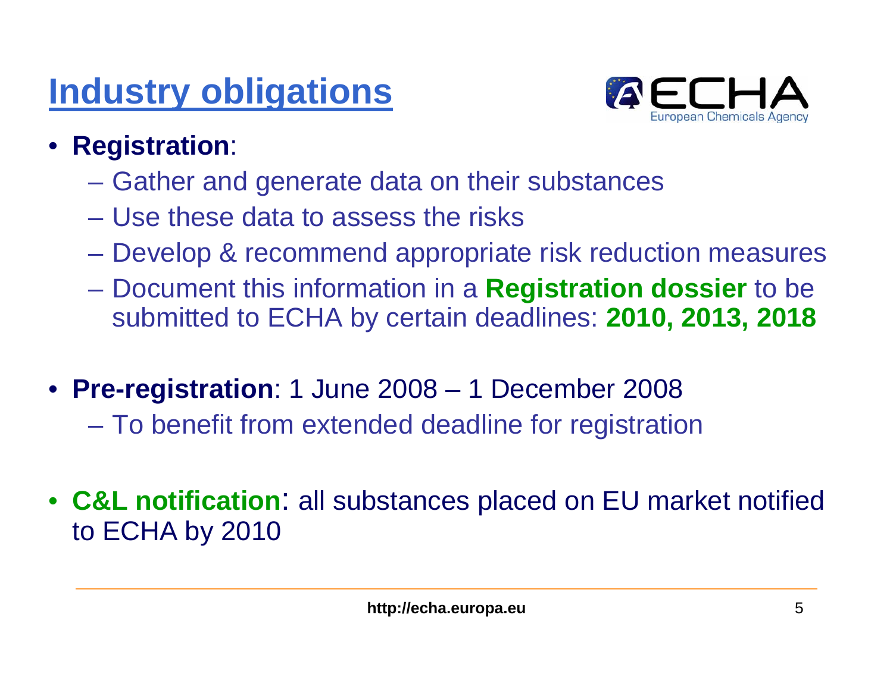# Industry obligations

- **Registration**:
  - Gather and generate data on their substances
  - Use these data to assess the risks
  - Develop & recommend appropriate risk reduction measures
  - Document this information in a **Registration dossier** to be submitted to ECHA by certain deadlines: **2010, 2013, 2018**
- **Pre-registration**: 1 June 2008 – 1 December 2008
  - To benefit from extended deadline for registration
- **C&L notification**: all substances placed on EU market notified to ECHA by 2010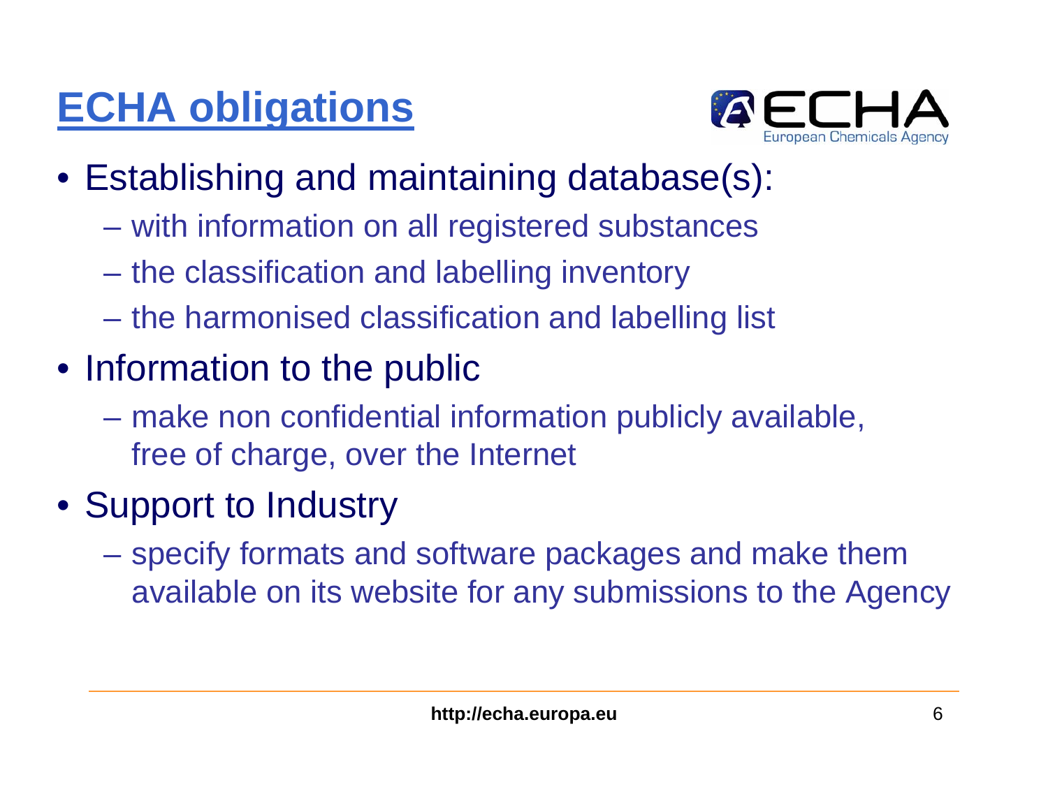# ECHA obligations

- Establishing and maintaining database(s):
  - with information on all registered substances
  - the classification and labelling inventory
  - the harmonised classification and labelling list
- Information to the public
  - make non confidential information publicly available, free of charge, over the Internet
- Support to Industry
  - specify formats and software packages and make them available on its website for any submissions to the Agency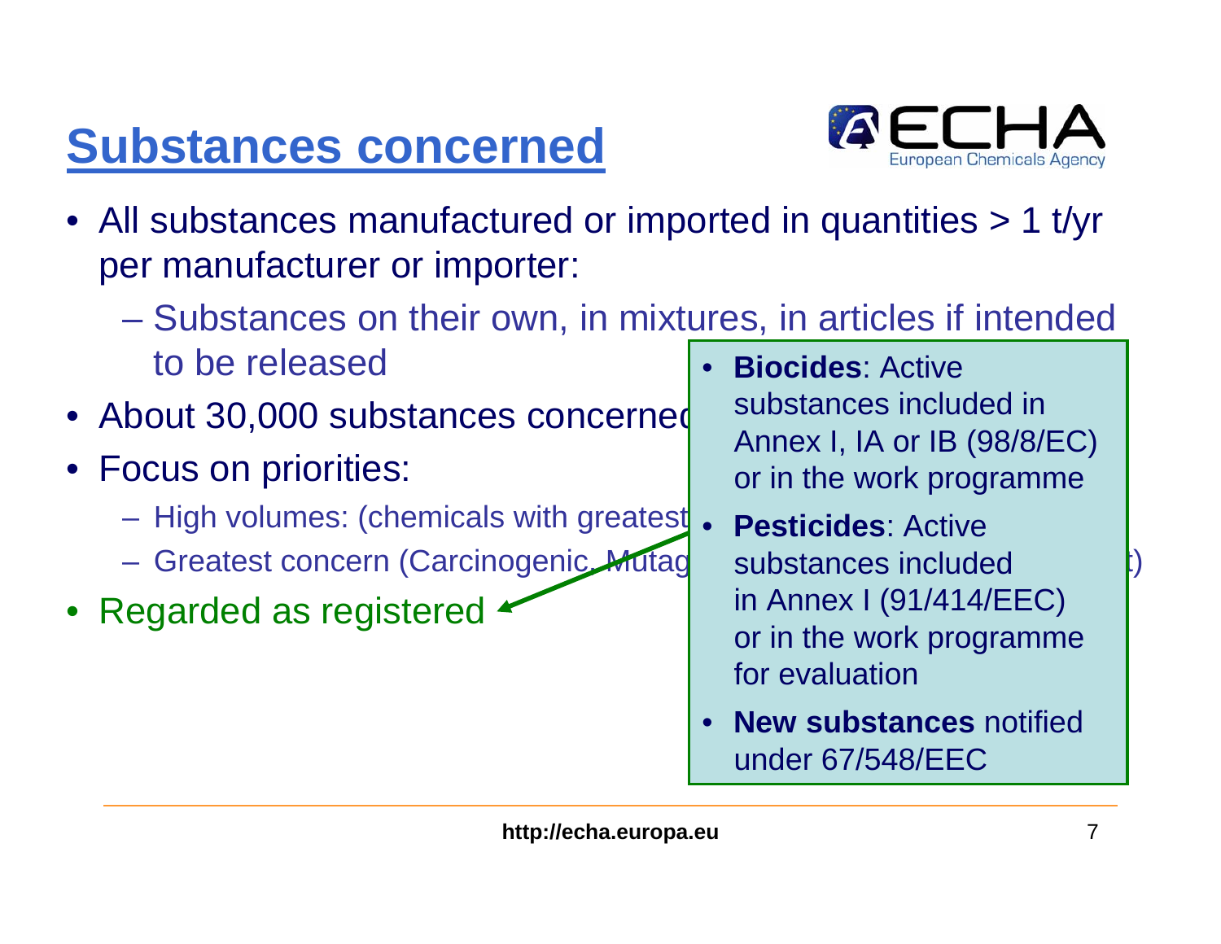# Substances concerned

- All substances manufactured or imported in quantities > 1 t/yr per manufacturer or importer:
  - Substances on their own, in mixtures, in articles if intended to be released
- About 30,000 substances concerned
- Focus on priorities:
  - High volumes: (chemicals with greatest
  - Greatest concern (Carcinogenic, Mutag )
- Regarded as registered

- **Biocides**: Active substances included in Annex I, IA or IB (98/8/EC) or in the work programme
- **Pesticides**: Active substances included in Annex I (91/414/EEC) or in the work programme for evaluation
- **New substances** notified under 67/548/EEC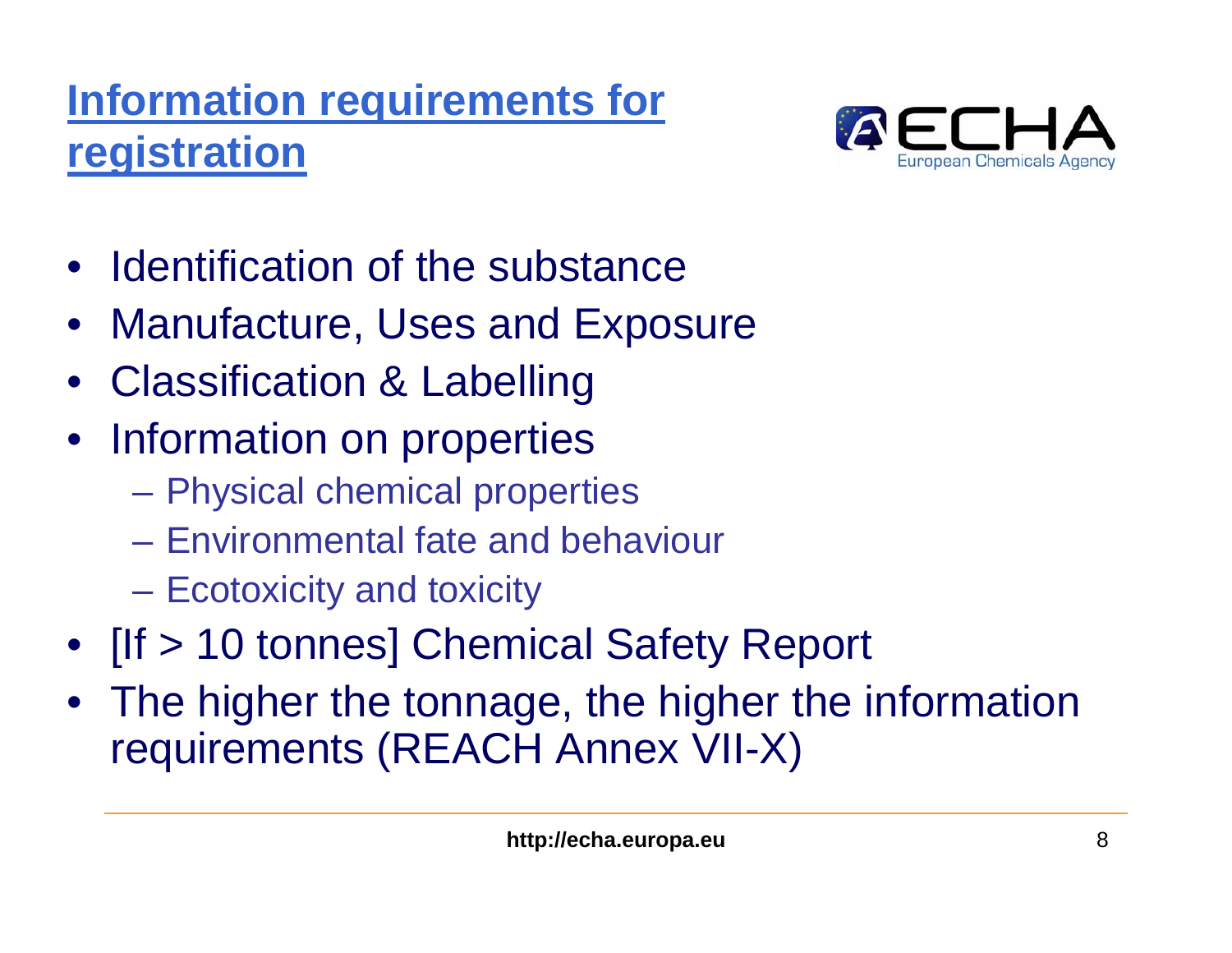# Information requirements for registration

- Identification of the substance
- Manufacture, Uses and Exposure
- Classification & Labelling
- Information on properties
  - Physical chemical properties
  - Environmental fate and behaviour
  - Ecotoxicity and toxicity
- [If > 10 tonnes] Chemical Safety Report
- The higher the tonnage, the higher the information requirements (REACH Annex VII-X)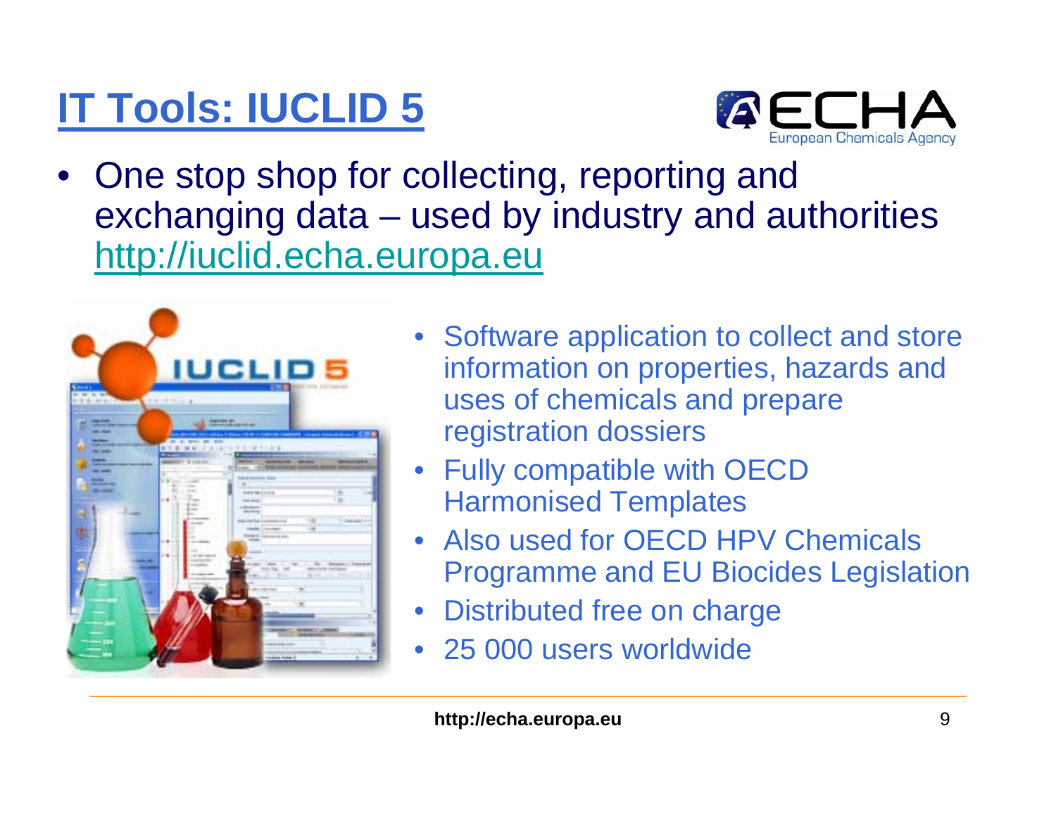# IT Tools: IUCLID 5

- One stop shop for collecting, reporting and exchanging data – used by industry and authorities http://iuclid.echa.europa.eu

- Software application to collect and store information on properties, hazards and uses of chemicals and prepare registration dossiers
- Fully compatible with OECD Harmonised Templates
- Also used for OECD HPV Chemicals Programme and EU Biocides Legislation
- Distributed free on charge
- 25 000 users worldwide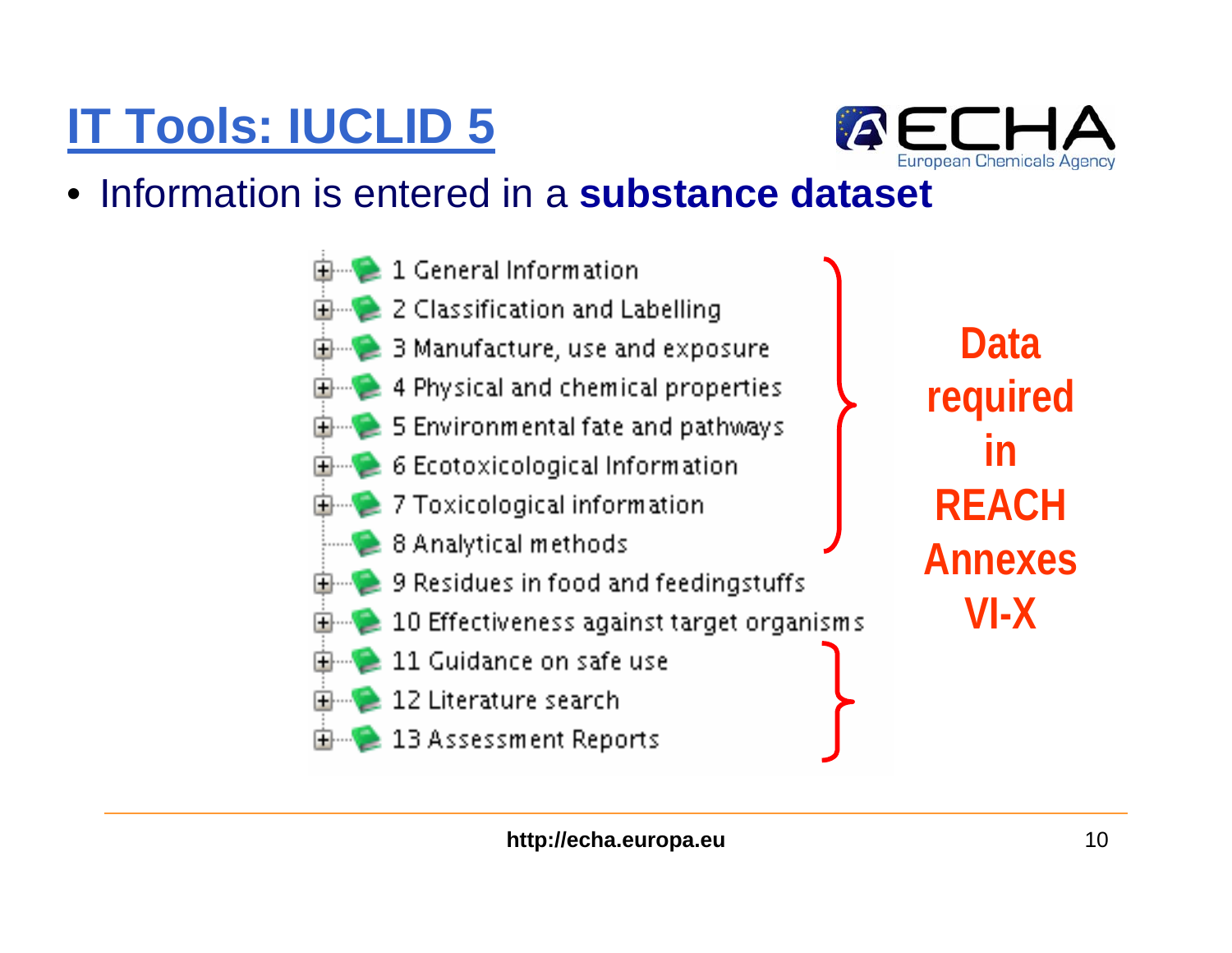# IT Tools: IUCLID 5

- Information is entered in a **substance dataset**

- 1 General Information
- 2 Classification and Labelling
- 3 Manufacture, use and exposure
- 4 Physical and chemical properties
- 5 Environmental fate and pathways
- 6 Ecotoxicological Information
- 7 Toxicological information
- 8 Analytical methods
- 9 Residues in food and feedingstuffs
- 10 Effectiveness against target organisms
- 11 Guidance on safe use
- 12 Literature search
- 13 Assessment Reports

**Data required in REACH Annexes VI-X**

http://echa.europa.eu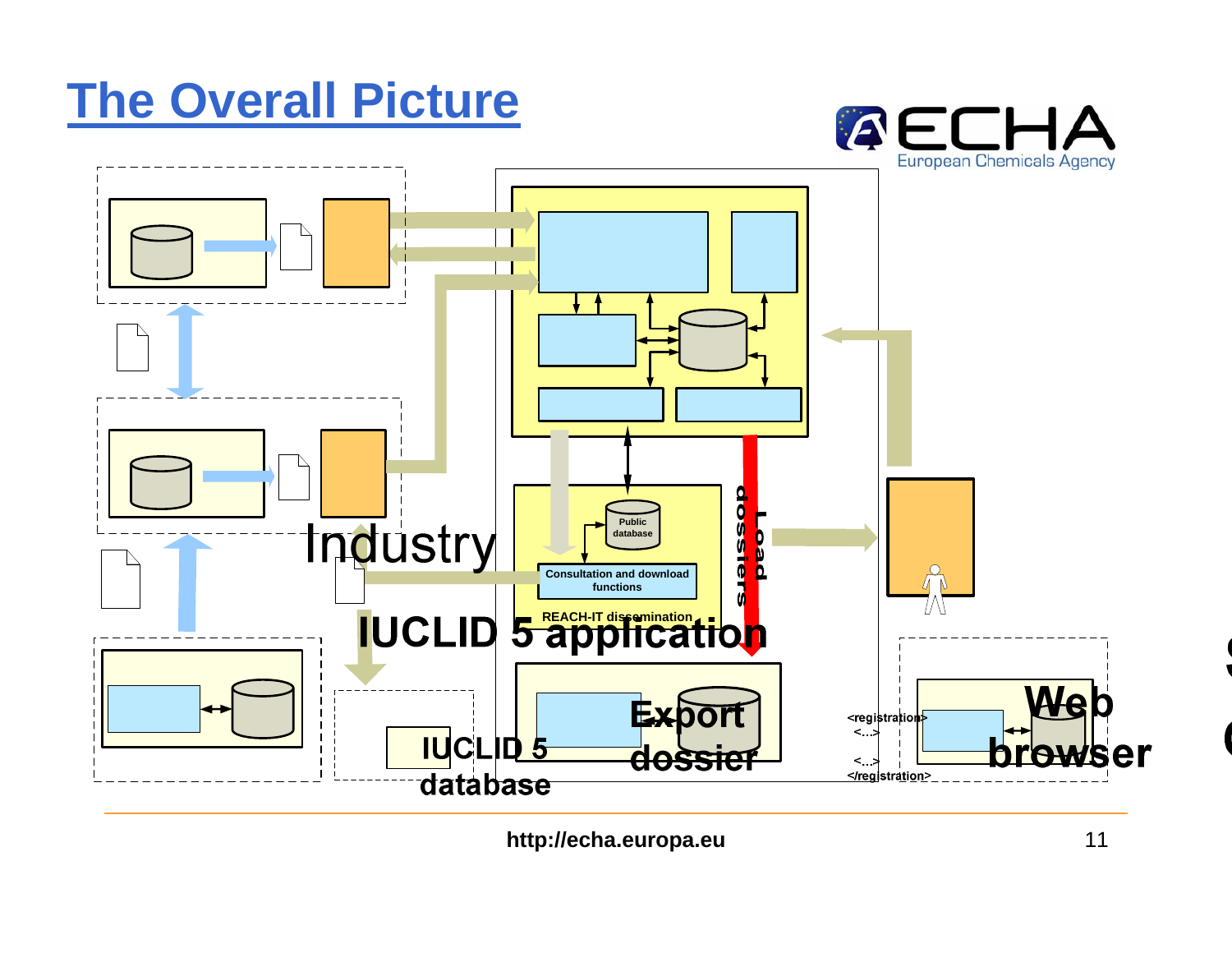# The Overall Picture

Industry

Public database

Consultation and download functions

REACH-IT dissemination

Load dossiers

IUCLID 5 application

IUCLID 5 database

Export dossier

<registration>
<...>
<...>
</registration>

Web browser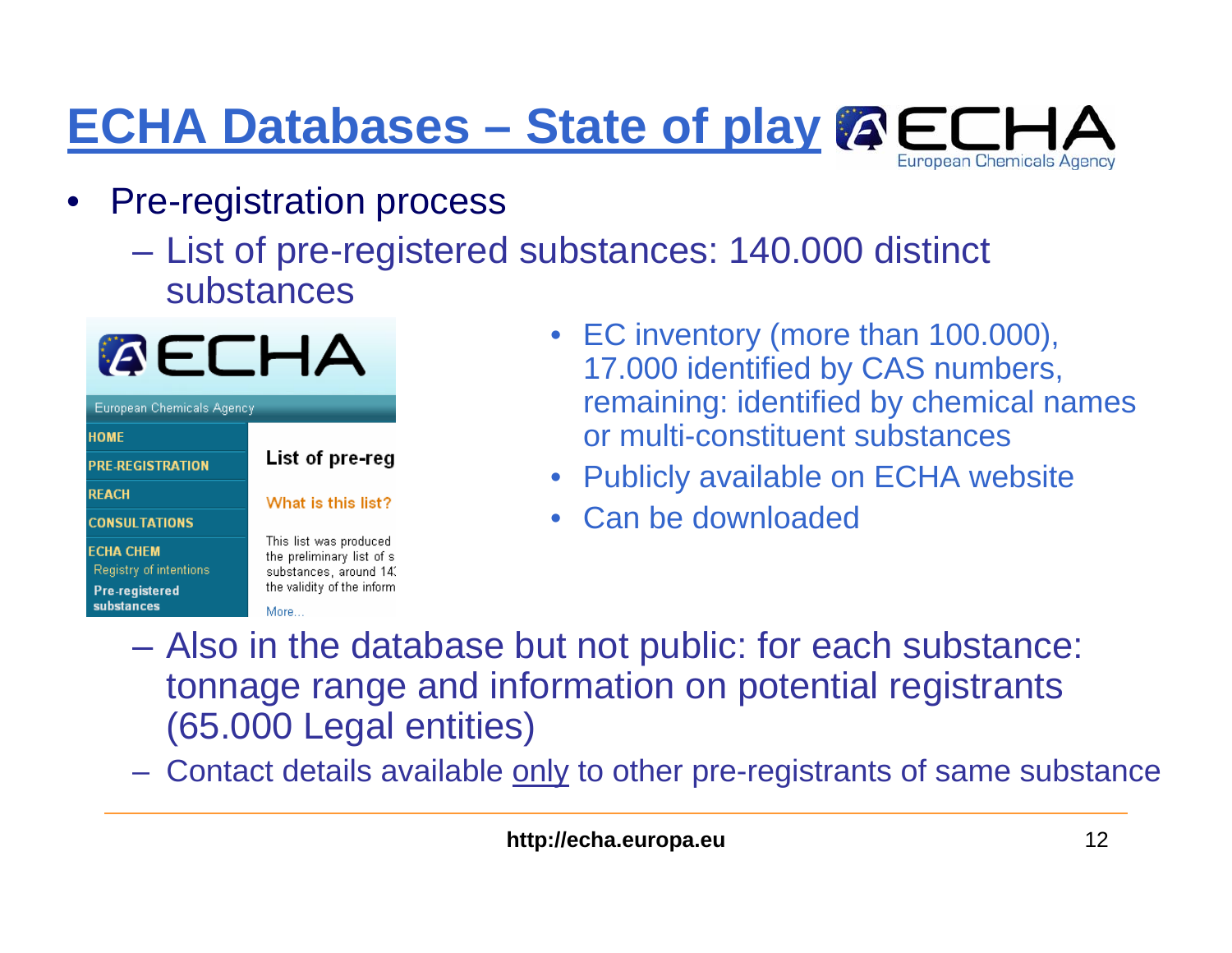# ECHA Databases – State of play

- Pre-registration process
  - List of pre-registered substances: 140.000 distinct substances
    - EC inventory (more than 100.000), 17.000 identified by CAS numbers, remaining: identified by chemical names or multi-constituent substances
    - Publicly available on ECHA website
    - Can be downloaded
  - Also in the database but not public: for each substance: tonnage range and information on potential registrants (65.000 Legal entities)
  - Contact details available <u>only</u> to other pre-registrants of same substance

http://echa.europa.eu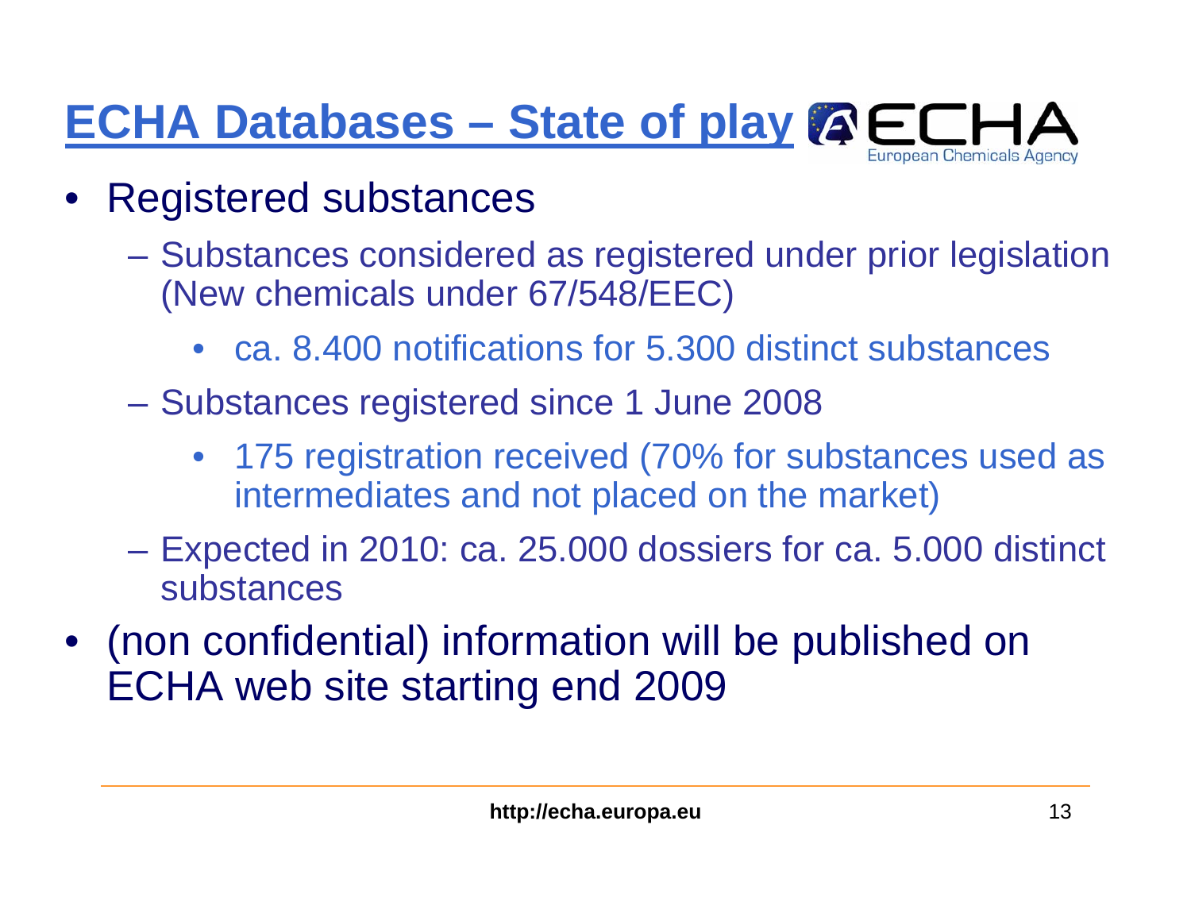# ECHA Databases – State of play

- Registered substances
  - Substances considered as registered under prior legislation (New chemicals under 67/548/EEC)
    - ca. 8.400 notifications for 5.300 distinct substances
  - Substances registered since 1 June 2008
    - 175 registration received (70% for substances used as intermediates and not placed on the market)
  - Expected in 2010: ca. 25.000 dossiers for ca. 5.000 distinct substances
- (non confidential) information will be published on ECHA web site starting end 2009

**http://echa.europa.eu**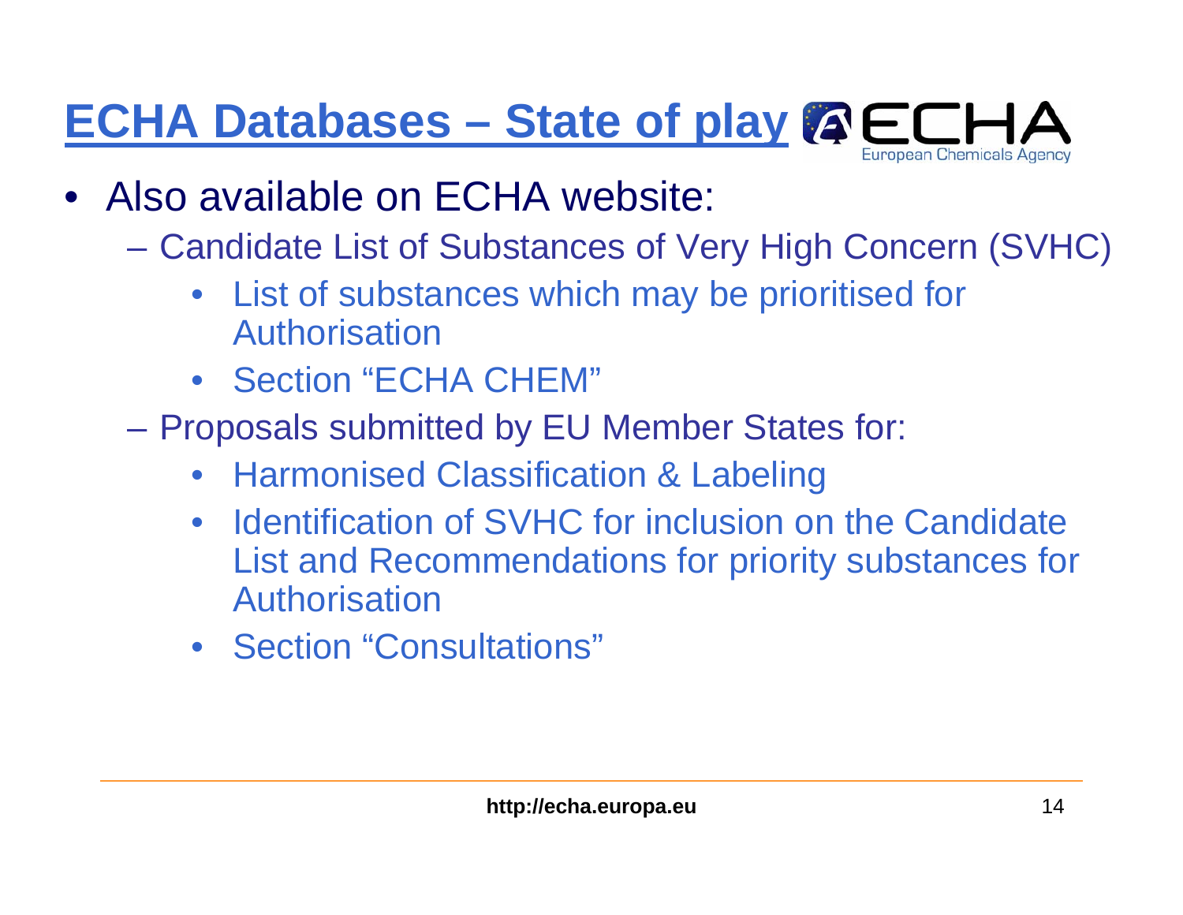# ECHA Databases – State of play

- Also available on ECHA website:
  - Candidate List of Substances of Very High Concern (SVHC)
    - List of substances which may be prioritised for Authorisation
    - Section "ECHA CHEM"
  - Proposals submitted by EU Member States for:
    - Harmonised Classification & Labeling
    - Identification of SVHC for inclusion on the Candidate List and Recommendations for priority substances for Authorisation
    - Section "Consultations"

http://echa.europa.eu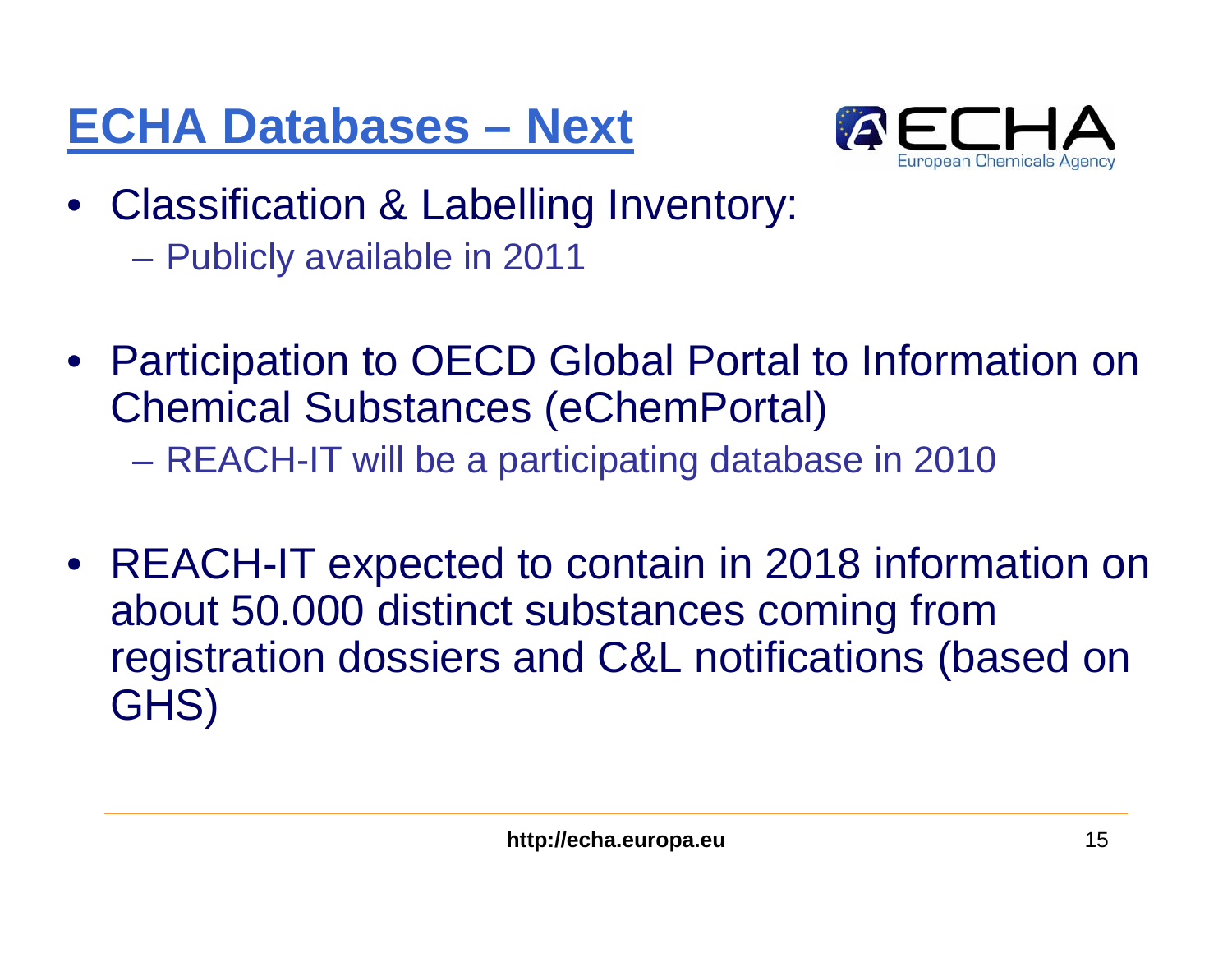# ECHA Databases – Next

- Classification & Labelling Inventory:
  - Publicly available in 2011
- Participation to OECD Global Portal to Information on Chemical Substances (eChemPortal)
  - REACH-IT will be a participating database in 2010
- REACH-IT expected to contain in 2018 information on about 50.000 distinct substances coming from registration dossiers and C&L notifications (based on GHS)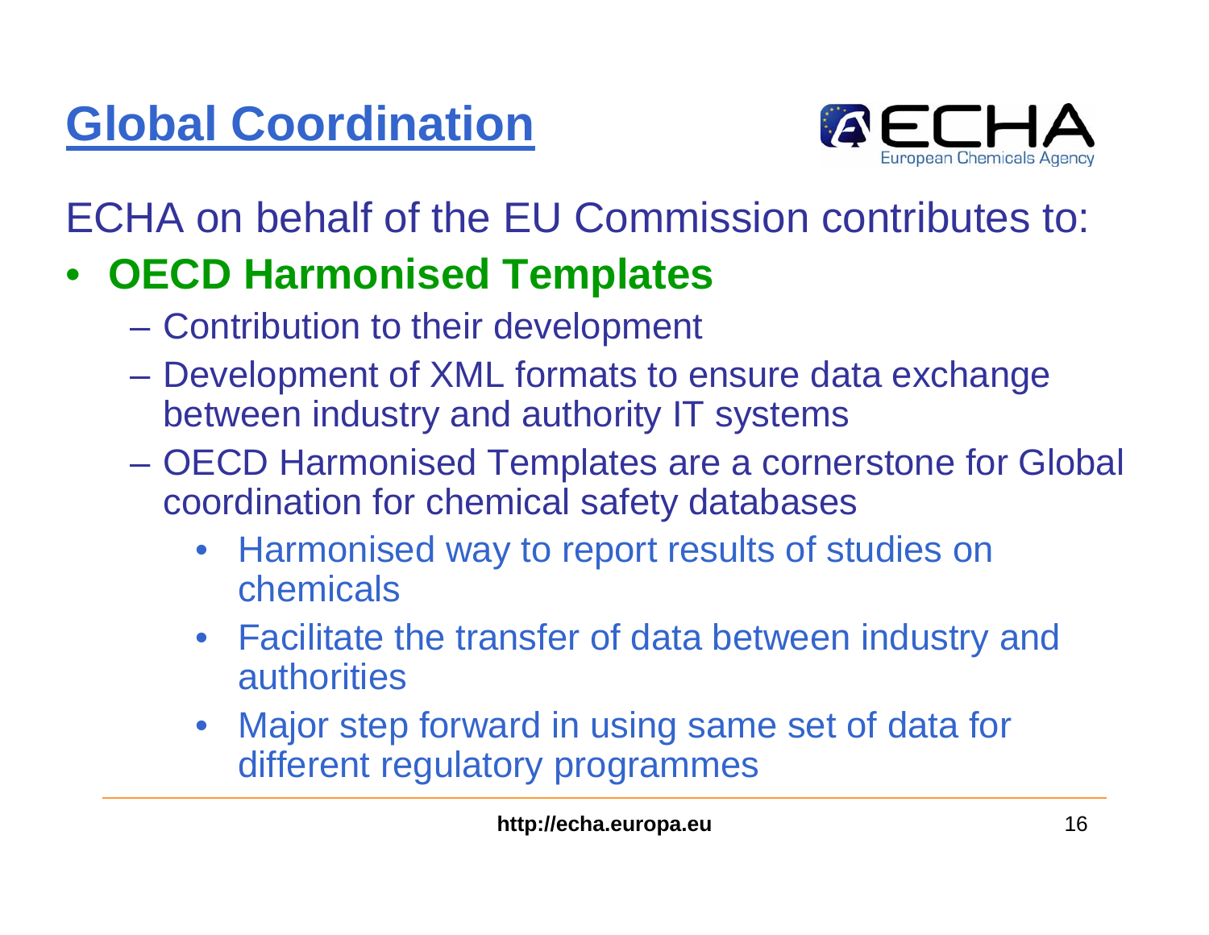# Global Coordination

ECHA on behalf of the EU Commission contributes to:

- **OECD Harmonised Templates**
  - Contribution to their development
  - Development of XML formats to ensure data exchange between industry and authority IT systems
  - OECD Harmonised Templates are a cornerstone for Global coordination for chemical safety databases
    - Harmonised way to report results of studies on chemicals
    - Facilitate the transfer of data between industry and authorities
    - Major step forward in using same set of data for different regulatory programmes

**http://echa.europa.eu**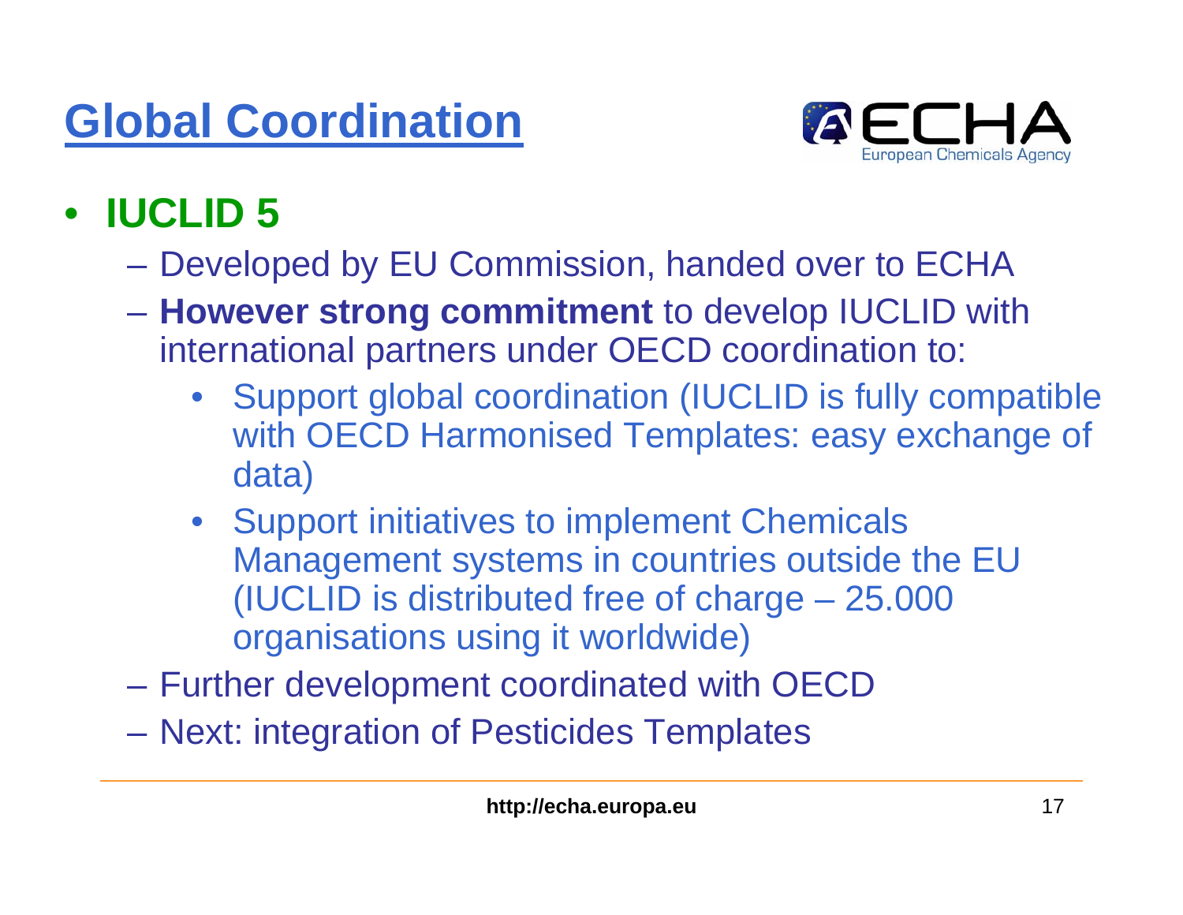# Global Coordination

- **IUCLID 5**
  - Developed by EU Commission, handed over to ECHA
  - **However strong commitment** to develop IUCLID with international partners under OECD coordination to:
    - Support global coordination (IUCLID is fully compatible with OECD Harmonised Templates: easy exchange of data)
    - Support initiatives to implement Chemicals Management systems in countries outside the EU (IUCLID is distributed free of charge – 25.000 organisations using it worldwide)
  - Further development coordinated with OECD
  - Next: integration of Pesticides Templates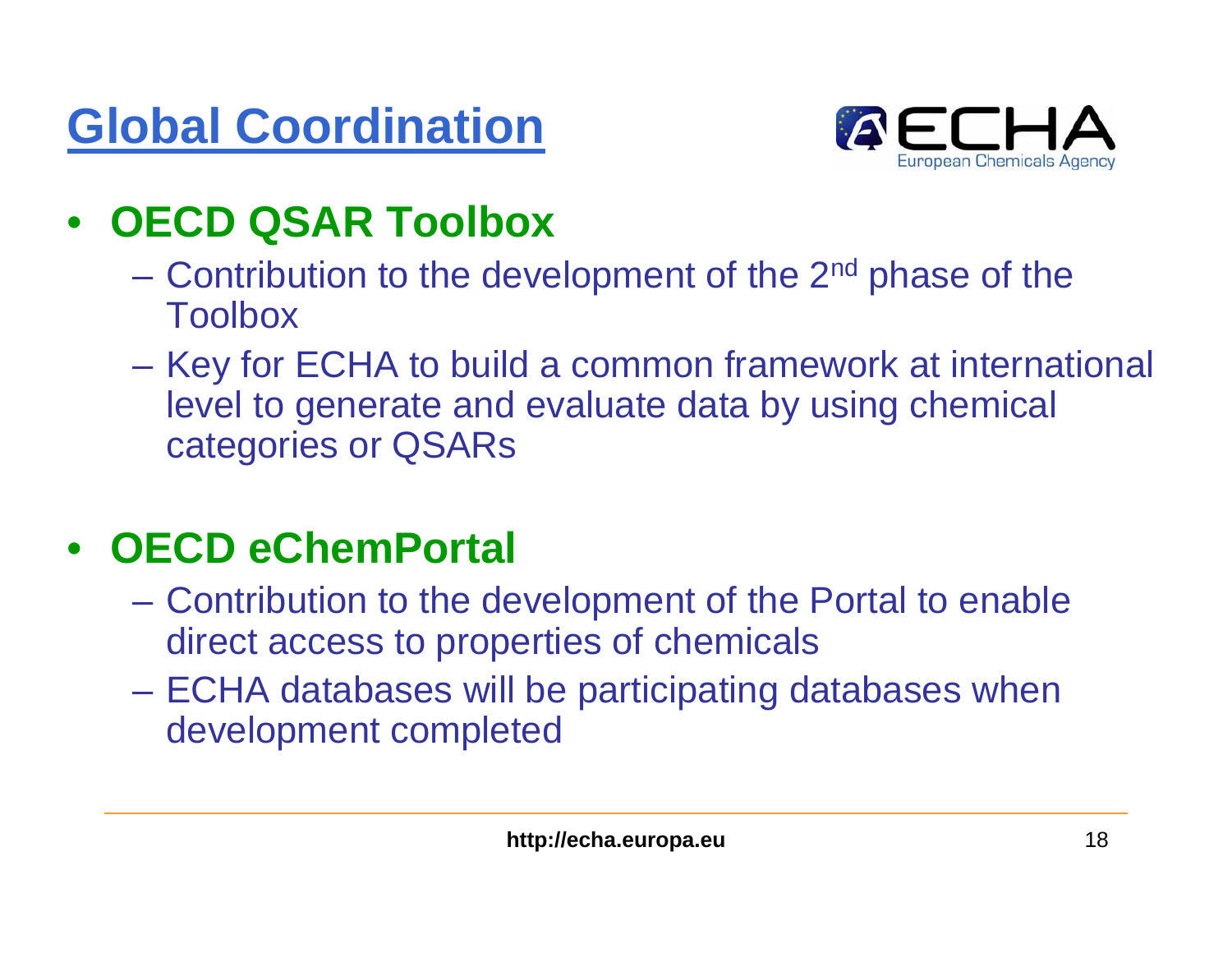# Global Coordination

- **OECD QSAR Toolbox**
  - Contribution to the development of the 2nd phase of the Toolbox
  - Key for ECHA to build a common framework at international level to generate and evaluate data by using chemical categories or QSARs

- **OECD eChemPortal**
  - Contribution to the development of the Portal to enable direct access to properties of chemicals
  - ECHA databases will be participating databases when development completed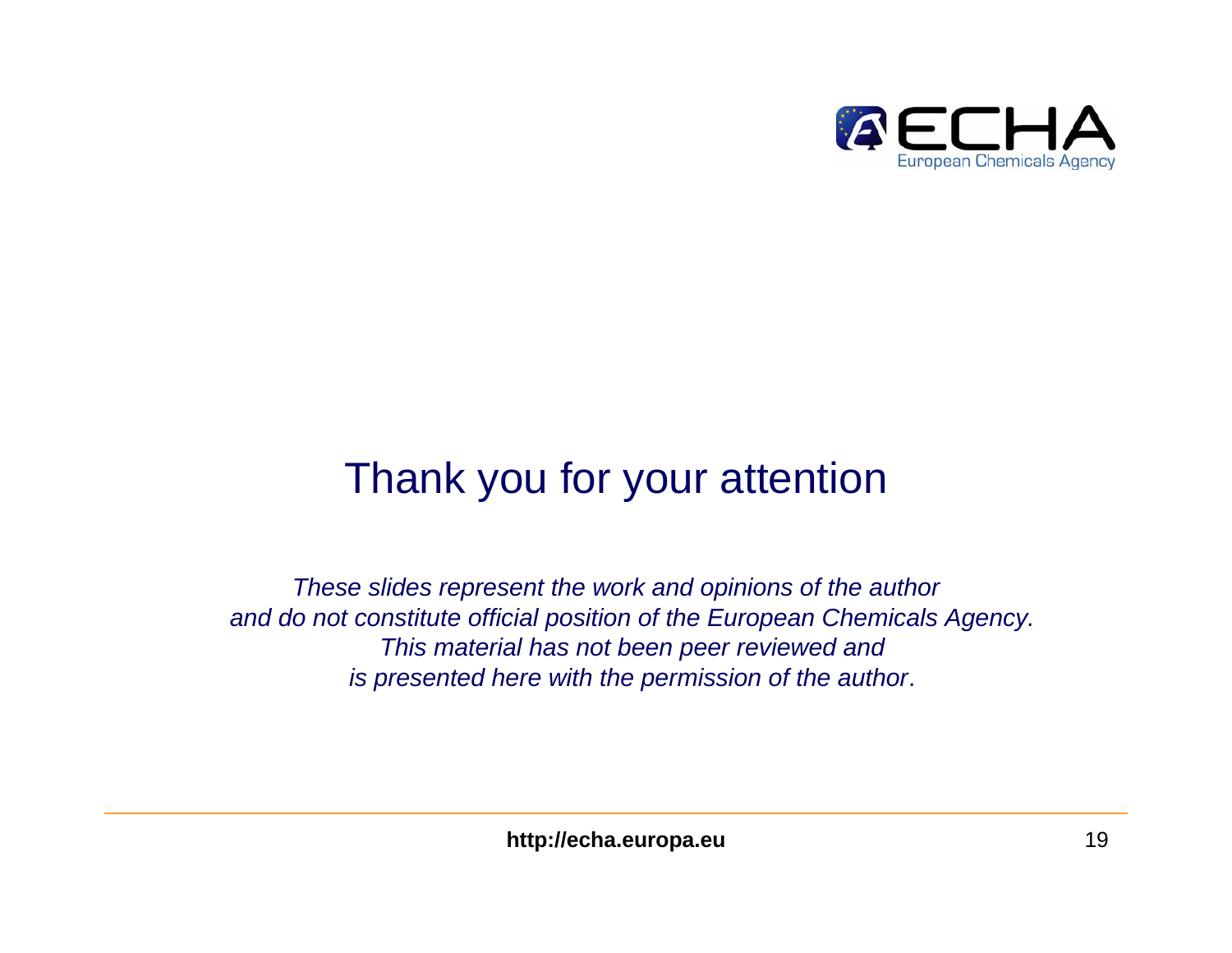# Thank you for your attention

*These slides represent the work and opinions of the author and do not constitute official position of the European Chemicals Agency. This material has not been peer reviewed and is presented here with the permission of the author*.